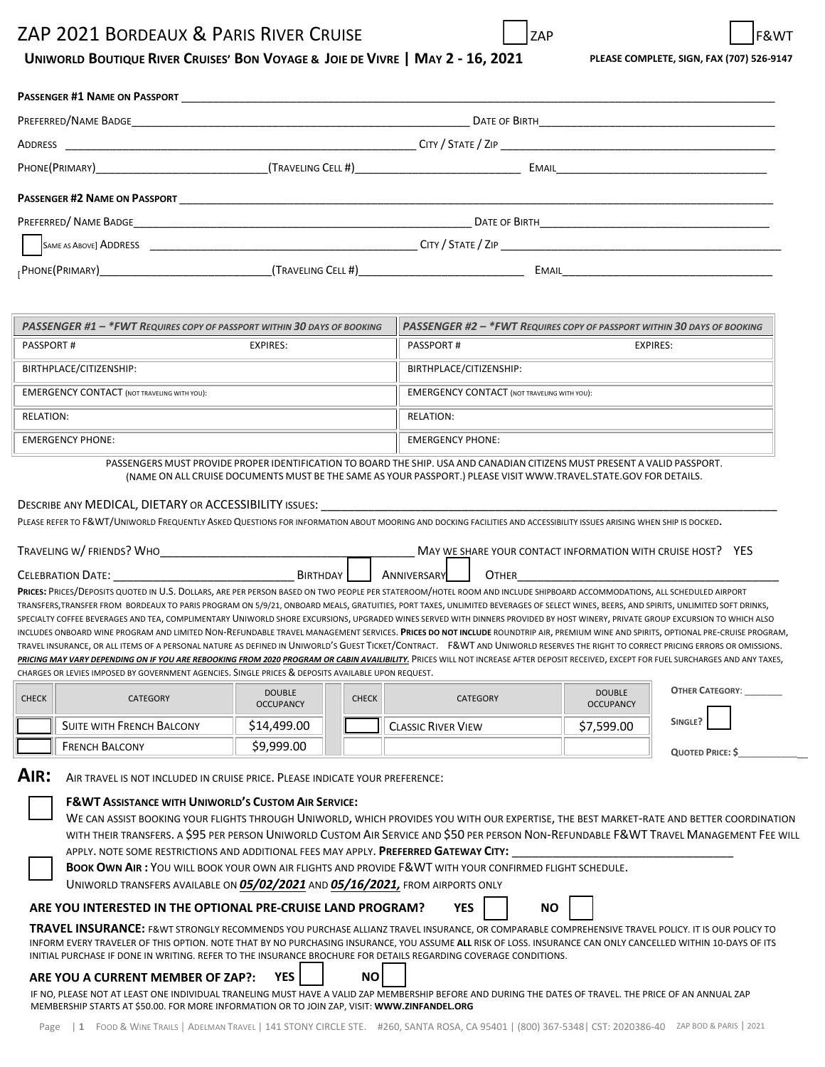# ZAP 2021 Bordeaux & Paris River Cruise

☐ ZAP ☐ F&WT

**Uniworld Boutique River Cruises' Bon Voyage & Joie de Vivre | May 2 - 16, 2021**

**Please complete, sign, fax (707) 526-9147**

**Passenger #1 Name on Passport** ____________________

Preferred/Name Badge ____________________ Date of Birth ____________________

Address ____________________ City / State / Zip ____________________

Phone(Primary) ____________________ (Traveling Cell #) ____________________ Email ____________________

**Passenger #2 Name on Passport** ____________________

Preferred/ Name Badge ____________________ Date of Birth ____________________

☐ Same as Above] Address ____________________ City / State / Zip ____________________

Phone(Primary) ____________________ (Traveling Cell #) ____________________ Email ____________________

| *Passenger #1 – \*FWT requires copy of passport within 30 days of booking* | | *Passenger #2 – \*FWT requires copy of passport within 30 days of booking* | |
|---|---|---|---|
| Passport # | Expires: | Passport # | Expires: |
| Birthplace/Citizenship: | | Birthplace/Citizenship: | |
| Emergency Contact (not traveling with you): | | Emergency Contact (not traveling with you): | |
| Relation: | | Relation: | |
| Emergency Phone: | | Emergency Phone: | |

Passengers must provide proper identification to board the ship. USA and Canadian citizens must present a valid passport. (Name on all cruise documents must be the same as your passport.) Please visit www.travel.state.gov for details.

Describe any Medical, Dietary or Accessibility issues: ____________________

Please refer to F&WT/Uniworld Frequently Asked Questions for information about mooring and docking facilities and accessibility issues arising when ship is docked.

Traveling w/ friends? Who ____________________ May we share your contact information with cruise host? YES

Celebration Date: ____________________ Birthday ☐ Anniversary ☐ Other ____________________

**Prices:** Prices/Deposits quoted in U.S. Dollars, are per person based on two people per stateroom/hotel room and include shipboard accommodations, all scheduled airport transfers,transfer from Bordeaux to Paris program on 5/9/21, onboard meals, gratuities, port taxes, unlimited beverages of select wines, beers, and spirits, unlimited soft drinks, specialty coffee beverages and tea, complimentary Uniworld shore excursions, upgraded wines served with dinners provided by host winery, private group excursion to which also includes onboard wine program and limited Non-Refundable travel management services. **Prices do not include** roundtrip air, premium wine and spirits, optional pre-cruise program, travel insurance, or all items of a personal nature as defined in Uniworld's Guest Ticket/Contract. F&WT and Uniworld reserves the right to correct pricing errors or omissions. ***Pricing may vary depending on if you are rebooking from 2020 program or cabin availibility.*** Prices will not increase after deposit received, except for fuel surcharges and any taxes, charges or levies imposed by government agencies. Single prices & deposits available upon request.

| Check | Category | Double Occupancy | Check | Category | Double Occupancy |
|---|---|---|---|---|---|
| ☐ | Suite with French Balcony | $14,499.00 | ☐ | Classic River View | $7,599.00 |
| ☐ | French Balcony | $9,999.00 | | | |

**Other Category:** ________

**Single?** ☐

**Quoted Price: $** ____________

## Air:

Air travel is not included in cruise price. Please indicate your preference:

☐ **F&WT Assistance with Uniworld's Custom Air Service:**
We can assist booking your flights through Uniworld, which provides you with our expertise, the best market-rate and better coordination with their transfers. A $95 per person Uniworld Custom Air Service and $50 per person Non-Refundable F&WT Travel Management Fee will apply. Note some restrictions and additional fees may apply. **Preferred Gateway City:** ____________________

☐ **Book Own Air :** You will book your own air flights and provide F&WT with your confirmed flight schedule.
Uniworld transfers available on ***05/02/2021*** and ***05/16/2021,*** from airports only

**Are you interested in the optional pre-cruise land program?** **YES** ☐ **NO** ☐

**Travel Insurance:** F&WT strongly recommends you purchase Allianz Travel Insurance, or comparable comprehensive travel policy. It is our policy to inform every traveler of this option. Note that by no purchasing insurance, you assume **all** risk of loss. Insurance can only cancelled within 10-days of its initial purchase if done in writing. Refer to the insurance brochure for details regarding coverage conditions.

**Are you a current member of ZAP?:** **YES** ☐ **NO** ☐

If no, please not at least one individual traneling must have a valid ZAP membership before and during the dates of travel. The price of an annual ZAP membership starts at $50.00. For more information or to join ZAP, visit: **www.zinfandel.org**

Food & Wine Trails | Adelman Travel | 141 Stony Circle Ste. #260, Santa Rosa, CA 95401 | (800) 367-5348| CST: 2020386-40 ZAP BOD & PARIS | 2021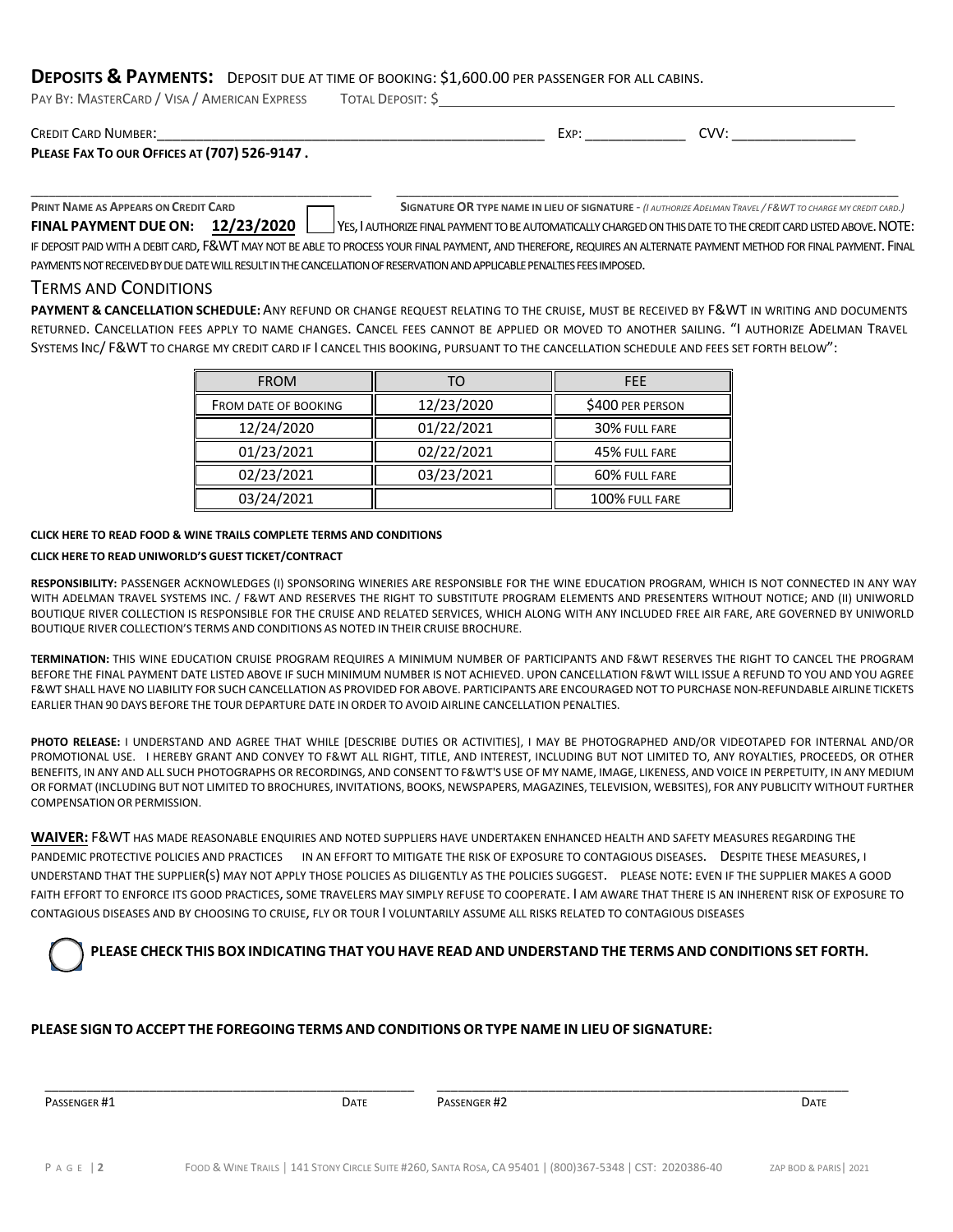## **DEPOSITS & PAYMENTS:** DEPOSIT DUE AT TIME OF BOOKING: $1,600.00 PER PASSENGER FOR ALL CABINS.

PAY BY: MASTERCARD / VISA / AMERICAN EXPRESS TOTAL DEPOSIT: $_______________________________________________

CREDIT CARD NUMBER:_____________________________________________ EXP: ____________ CVV: _______________

**PLEASE FAX TO OUR OFFICES AT (707) 526-9147 .**

_______________________________________________ _______________________________________________

**PRINT NAME AS APPEARS ON CREDIT CARD** **SIGNATURE OR TYPE NAME IN LIEU OF SIGNATURE** - *(I AUTHORIZE ADELMAN TRAVEL / F&WT TO CHARGE MY CREDIT CARD.)*

**FINAL PAYMENT DUE ON: 12/23/2020** ☐ YES, I AUTHORIZE FINAL PAYMENT TO BE AUTOMATICALLY CHARGED ON THIS DATE TO THE CREDIT CARD LISTED ABOVE. NOTE: IF DEPOSIT PAID WITH A DEBIT CARD, F&WT MAY NOT BE ABLE TO PROCESS YOUR FINAL PAYMENT, AND THEREFORE, REQUIRES AN ALTERNATE PAYMENT METHOD FOR FINAL PAYMENT. FINAL PAYMENTS NOT RECEIVED BY DUE DATE WILL RESULT IN THE CANCELLATION OF RESERVATION AND APPLICABLE PENALTIES FEES IMPOSED.

## TERMS AND CONDITIONS

**PAYMENT & CANCELLATION SCHEDULE:** ANY REFUND OR CHANGE REQUEST RELATING TO THE CRUISE, MUST BE RECEIVED BY F&WT IN WRITING AND DOCUMENTS RETURNED. CANCELLATION FEES APPLY TO NAME CHANGES. CANCEL FEES CANNOT BE APPLIED OR MOVED TO ANOTHER SAILING. "I AUTHORIZE ADELMAN TRAVEL SYSTEMS INC/ F&WT TO CHARGE MY CREDIT CARD IF I CANCEL THIS BOOKING, PURSUANT TO THE CANCELLATION SCHEDULE AND FEES SET FORTH BELOW":

| FROM | TO | FEE |
|---|---|---|
| FROM DATE OF BOOKING | 12/23/2020 | $400 PER PERSON |
| 12/24/2020 | 01/22/2021 | 30% FULL FARE |
| 01/23/2021 | 02/22/2021 | 45% FULL FARE |
| 02/23/2021 | 03/23/2021 | 60% FULL FARE |
| 03/24/2021 | | 100% FULL FARE |

**CLICK HERE TO READ FOOD & WINE TRAILS COMPLETE TERMS AND CONDITIONS**

**CLICK HERE TO READ UNIWORLD'S GUEST TICKET/CONTRACT**

**RESPONSIBILITY:** PASSENGER ACKNOWLEDGES (I) SPONSORING WINERIES ARE RESPONSIBLE FOR THE WINE EDUCATION PROGRAM, WHICH IS NOT CONNECTED IN ANY WAY WITH ADELMAN TRAVEL SYSTEMS INC. / F&WT AND RESERVES THE RIGHT TO SUBSTITUTE PROGRAM ELEMENTS AND PRESENTERS WITHOUT NOTICE; AND (II) UNIWORLD BOUTIQUE RIVER COLLECTION IS RESPONSIBLE FOR THE CRUISE AND RELATED SERVICES, WHICH ALONG WITH ANY INCLUDED FREE AIR FARE, ARE GOVERNED BY UNIWORLD BOUTIQUE RIVER COLLECTION'S TERMS AND CONDITIONS AS NOTED IN THEIR CRUISE BROCHURE.

**TERMINATION:** THIS WINE EDUCATION CRUISE PROGRAM REQUIRES A MINIMUM NUMBER OF PARTICIPANTS AND F&WT RESERVES THE RIGHT TO CANCEL THE PROGRAM BEFORE THE FINAL PAYMENT DATE LISTED ABOVE IF SUCH MINIMUM NUMBER IS NOT ACHIEVED. UPON CANCELLATION F&WT WILL ISSUE A REFUND TO YOU AND YOU AGREE F&WT SHALL HAVE NO LIABILITY FOR SUCH CANCELLATION AS PROVIDED FOR ABOVE. PARTICIPANTS ARE ENCOURAGED NOT TO PURCHASE NON-REFUNDABLE AIRLINE TICKETS EARLIER THAN 90 DAYS BEFORE THE TOUR DEPARTURE DATE IN ORDER TO AVOID AIRLINE CANCELLATION PENALTIES.

**PHOTO RELEASE:** I UNDERSTAND AND AGREE THAT WHILE [DESCRIBE DUTIES OR ACTIVITIES], I MAY BE PHOTOGRAPHED AND/OR VIDEOTAPED FOR INTERNAL AND/OR PROMOTIONAL USE. I HEREBY GRANT AND CONVEY TO F&WT ALL RIGHT, TITLE, AND INTEREST, INCLUDING BUT NOT LIMITED TO, ANY ROYALTIES, PROCEEDS, OR OTHER BENEFITS, IN ANY AND ALL SUCH PHOTOGRAPHS OR RECORDINGS, AND CONSENT TO F&WT'S USE OF MY NAME, IMAGE, LIKENESS, AND VOICE IN PERPETUITY, IN ANY MEDIUM OR FORMAT (INCLUDING BUT NOT LIMITED TO BROCHURES, INVITATIONS, BOOKS, NEWSPAPERS, MAGAZINES, TELEVISION, WEBSITES), FOR ANY PUBLICITY WITHOUT FURTHER COMPENSATION OR PERMISSION.

**WAIVER:** F&WT HAS MADE REASONABLE ENQUIRIES AND NOTED SUPPLIERS HAVE UNDERTAKEN ENHANCED HEALTH AND SAFETY MEASURES REGARDING THE PANDEMIC PROTECTIVE POLICIES AND PRACTICES IN AN EFFORT TO MITIGATE THE RISK OF EXPOSURE TO CONTAGIOUS DISEASES. DESPITE THESE MEASURES, I UNDERSTAND THAT THE SUPPLIER(S) MAY NOT APPLY THOSE POLICIES AS DILIGENTLY AS THE POLICIES SUGGEST. PLEASE NOTE: EVEN IF THE SUPPLIER MAKES A GOOD FAITH EFFORT TO ENFORCE ITS GOOD PRACTICES, SOME TRAVELERS MAY SIMPLY REFUSE TO COOPERATE. I AM AWARE THAT THERE IS AN INHERENT RISK OF EXPOSURE TO CONTAGIOUS DISEASES AND BY CHOOSING TO CRUISE, FLY OR TOUR I VOLUNTARILY ASSUME ALL RISKS RELATED TO CONTAGIOUS DISEASES

☐ **PLEASE CHECK THIS BOX INDICATING THAT YOU HAVE READ AND UNDERSTAND THE TERMS AND CONDITIONS SET FORTH.**

**PLEASE SIGN TO ACCEPT THE FOREGOING TERMS AND CONDITIONS OR TYPE NAME IN LIEU OF SIGNATURE:**

_______________________________________________ _______________________________________________

PASSENGER #1 DATE PASSENGER #2 DATE

FOOD & WINE TRAILS | 141 STONY CIRCLE SUITE #260, SANTA ROSA, CA 95401 | (800)367-5348 | CST: 2020386-40 ZAP BOD & PARIS| 2021